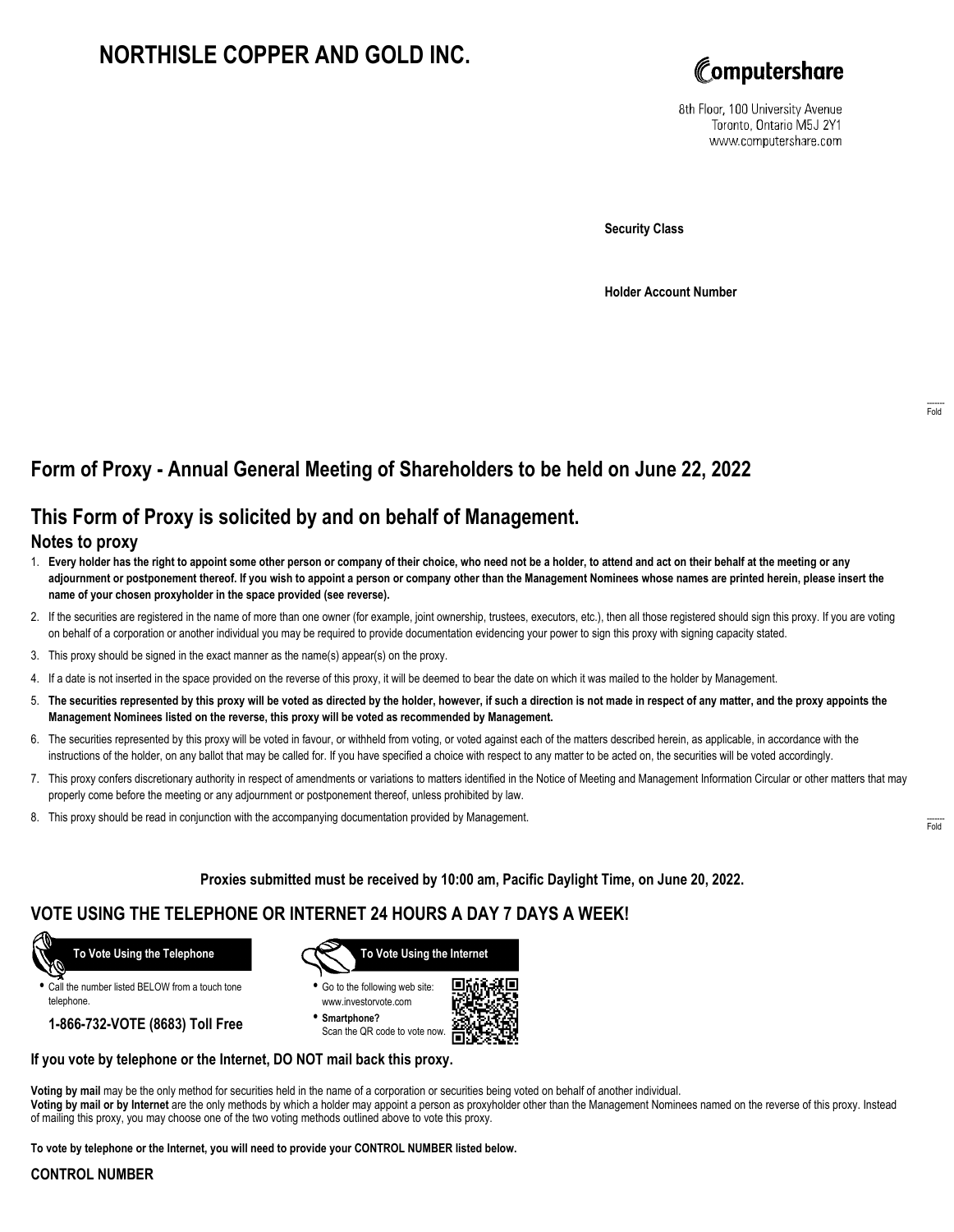# NORTHISLE COPPER AND GOLD INC.

Computershare

8th Floor, 100 University Avenue
Toronto, Ontario M5J 2Y1
www.computershare.com

**Security Class**

**Holder Account Number**

Fold

## Form of Proxy - Annual General Meeting of Shareholders to be held on June 22, 2022

## This Form of Proxy is solicited by and on behalf of Management.

### Notes to proxy

1. **Every holder has the right to appoint some other person or company of their choice, who need not be a holder, to attend and act on their behalf at the meeting or any adjournment or postponement thereof. If you wish to appoint a person or company other than the Management Nominees whose names are printed herein, please insert the name of your chosen proxyholder in the space provided (see reverse).**
2. If the securities are registered in the name of more than one owner (for example, joint ownership, trustees, executors, etc.), then all those registered should sign this proxy. If you are voting on behalf of a corporation or another individual you may be required to provide documentation evidencing your power to sign this proxy with signing capacity stated.
3. This proxy should be signed in the exact manner as the name(s) appear(s) on the proxy.
4. If a date is not inserted in the space provided on the reverse of this proxy, it will be deemed to bear the date on which it was mailed to the holder by Management.
5. **The securities represented by this proxy will be voted as directed by the holder, however, if such a direction is not made in respect of any matter, and the proxy appoints the Management Nominees listed on the reverse, this proxy will be voted as recommended by Management.**
6. The securities represented by this proxy will be voted in favour, or withheld from voting, or voted against each of the matters described herein, as applicable, in accordance with the instructions of the holder, on any ballot that may be called for. If you have specified a choice with respect to any matter to be acted on, the securities will be voted accordingly.
7. This proxy confers discretionary authority in respect of amendments or variations to matters identified in the Notice of Meeting and Management Information Circular or other matters that may properly come before the meeting or any adjournment or postponement thereof, unless prohibited by law.
8. This proxy should be read in conjunction with the accompanying documentation provided by Management.

Fold

**Proxies submitted must be received by 10:00 am, Pacific Daylight Time, on June 20, 2022.**

## VOTE USING THE TELEPHONE OR INTERNET 24 HOURS A DAY 7 DAYS A WEEK!

**To Vote Using the Telephone**

- Call the number listed BELOW from a touch tone telephone.

**1-866-732-VOTE (8683) Toll Free**

**To Vote Using the Internet**

- Go to the following web site: www.investorvote.com
- **Smartphone?** Scan the QR code to vote now.

**If you vote by telephone or the Internet, DO NOT mail back this proxy.**

**Voting by mail** may be the only method for securities held in the name of a corporation or securities being voted on behalf of another individual.
**Voting by mail or by Internet** are the only methods by which a holder may appoint a person as proxyholder other than the Management Nominees named on the reverse of this proxy. Instead of mailing this proxy, you may choose one of the two voting methods outlined above to vote this proxy.

**To vote by telephone or the Internet, you will need to provide your CONTROL NUMBER listed below.**

**CONTROL NUMBER**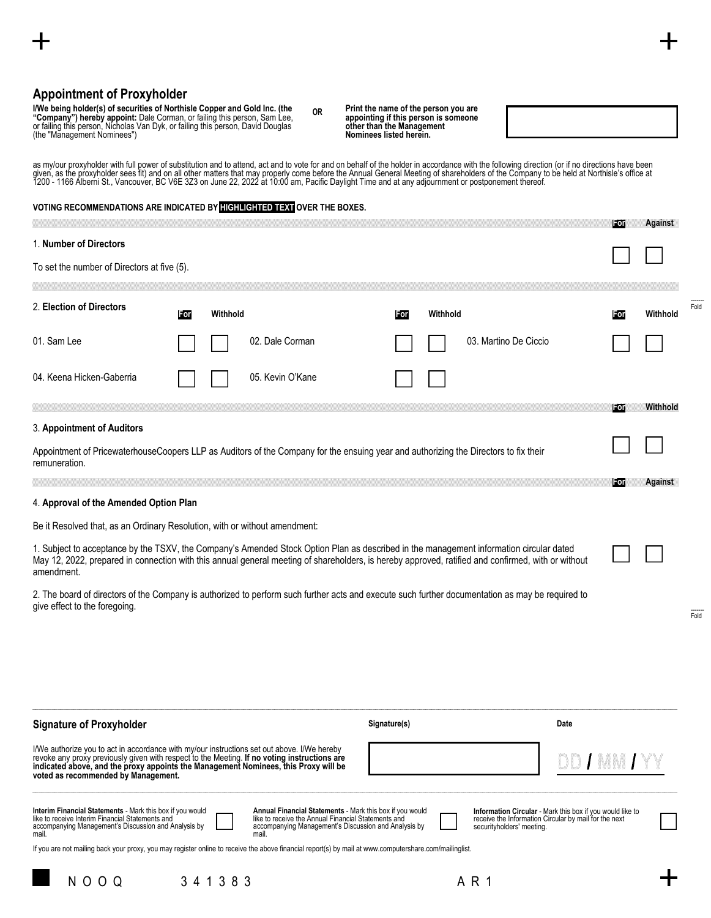## Appointment of Proxyholder

**I/We being holder(s) of securities of Northisle Copper and Gold Inc. (the "Company") hereby appoint:** Dale Corman, or failing this person, Sam Lee, or failing this person, Nicholas Van Dyk, or failing this person, David Douglas (the "Management Nominees")

**OR**

**Print the name of the person you are appointing if this person is someone other than the Management Nominees listed herein.**

as my/our proxyholder with full power of substitution and to attend, act and to vote for and on behalf of the holder in accordance with the following direction (or if no directions have been given, as the proxyholder sees fit) and on all other matters that may properly come before the Annual General Meeting of shareholders of the Company to be held at Northisle's office at 1200 - 1166 Alberni St., Vancouver, BC V6E 3Z3 on June 22, 2022 at 10:00 am, Pacific Daylight Time and at any adjournment or postponement thereof.

**VOTING RECOMMENDATIONS ARE INDICATED BY HIGHLIGHTED TEXT OVER THE BOXES.**

| | For | Against |
|---|---|---|
| 1. **Number of Directors**<br>To set the number of Directors at five (5). | ☐ | ☐ |

| 2. **Election of Directors** | For | Withhold | | For | Withhold | | For | Withhold |
|---|---|---|---|---|---|---|---|---|
| 01. Sam Lee | ☐ | ☐ | 02. Dale Corman | ☐ | ☐ | 03. Martino De Ciccio | ☐ | ☐ |
| 04. Keena Hicken-Gaberria | ☐ | ☐ | 05. Kevin O'Kane | ☐ | ☐ | | | |

| | For | Withhold |
|---|---|---|
| 3. **Appointment of Auditors**<br>Appointment of PricewaterhouseCoopers LLP as Auditors of the Company for the ensuing year and authorizing the Directors to fix their remuneration. | ☐ | ☐ |

| | For | Against |
|---|---|---|
| 4. **Approval of the Amended Option Plan** | ☐ | ☐ |

Be it Resolved that, as an Ordinary Resolution, with or without amendment:

1. Subject to acceptance by the TSXV, the Company's Amended Stock Option Plan as described in the management information circular dated May 12, 2022, prepared in connection with this annual general meeting of shareholders, is hereby approved, ratified and confirmed, with or without amendment.

2. The board of directors of the Company is authorized to perform such further acts and execute such further documentation as may be required to give effect to the foregoing.

## Signature of Proxyholder

I/We authorize you to act in accordance with my/our instructions set out above. I/We hereby revoke any proxy previously given with respect to the Meeting. **If no voting instructions are indicated above, and the proxy appoints the Management Nominees, this Proxy will be voted as recommended by Management.**

**Signature(s)**

**Date**

DD / MM / YY

**Interim Financial Statements** - Mark this box if you would like to receive Interim Financial Statements and accompanying Management's Discussion and Analysis by mail. ☐

**Annual Financial Statements** - Mark this box if you would like to receive the Annual Financial Statements and accompanying Management's Discussion and Analysis by mail. ☐

**Information Circular** - Mark this box if you would like to receive the Information Circular by mail for the next securityholders' meeting. ☐

If you are not mailing back your proxy, you may register online to receive the above financial report(s) by mail at www.computershare.com/mailinglist.

N O O Q 3 4 1 3 8 3 A R 1